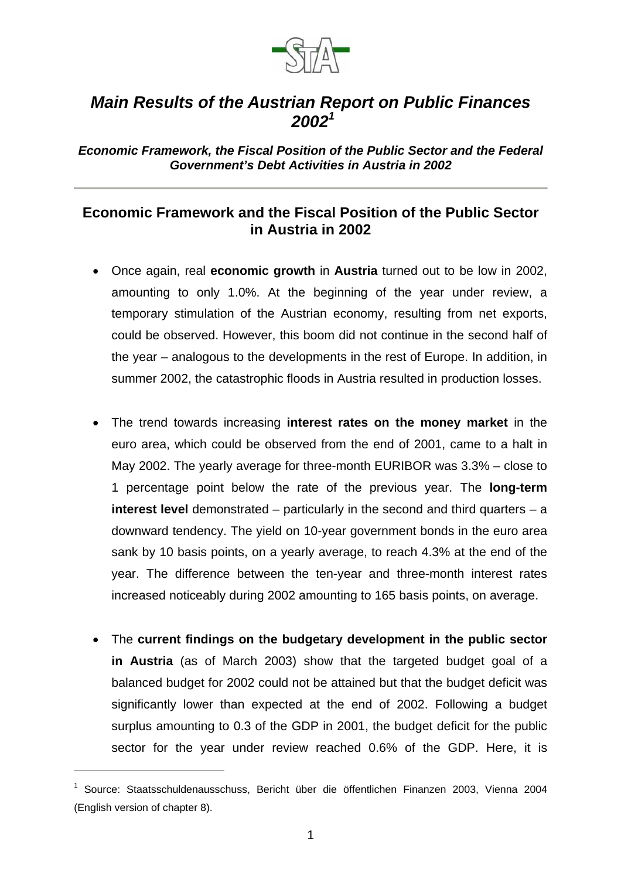# *Main Results of the Austrian Report on Public Finances 2002*[1]

***Economic Framework, the Fiscal Position of the Public Sector and the Federal Government's Debt Activities in Austria in 2002***

---

## Economic Framework and the Fiscal Position of the Public Sector in Austria in 2002

- Once again, real **economic growth** in **Austria** turned out to be low in 2002, amounting to only 1.0%. At the beginning of the year under review, a temporary stimulation of the Austrian economy, resulting from net exports, could be observed. However, this boom did not continue in the second half of the year – analogous to the developments in the rest of Europe. In addition, in summer 2002, the catastrophic floods in Austria resulted in production losses.

- The trend towards increasing **interest rates on the money market** in the euro area, which could be observed from the end of 2001, came to a halt in May 2002. The yearly average for three-month EURIBOR was 3.3% – close to 1 percentage point below the rate of the previous year. The **long-term interest level** demonstrated – particularly in the second and third quarters – a downward tendency. The yield on 10-year government bonds in the euro area sank by 10 basis points, on a yearly average, to reach 4.3% at the end of the year. The difference between the ten-year and three-month interest rates increased noticeably during 2002 amounting to 165 basis points, on average.

- The **current findings on the budgetary development in the public sector in Austria** (as of March 2003) show that the targeted budget goal of a balanced budget for 2002 could not be attained but that the budget deficit was significantly lower than expected at the end of 2002. Following a budget surplus amounting to 0.3 of the GDP in 2001, the budget deficit for the public sector for the year under review reached 0.6% of the GDP. Here, it is

---

[1] Source: Staatsschuldenausschuss, Bericht über die öffentlichen Finanzen 2003, Vienna 2004 (English version of chapter 8).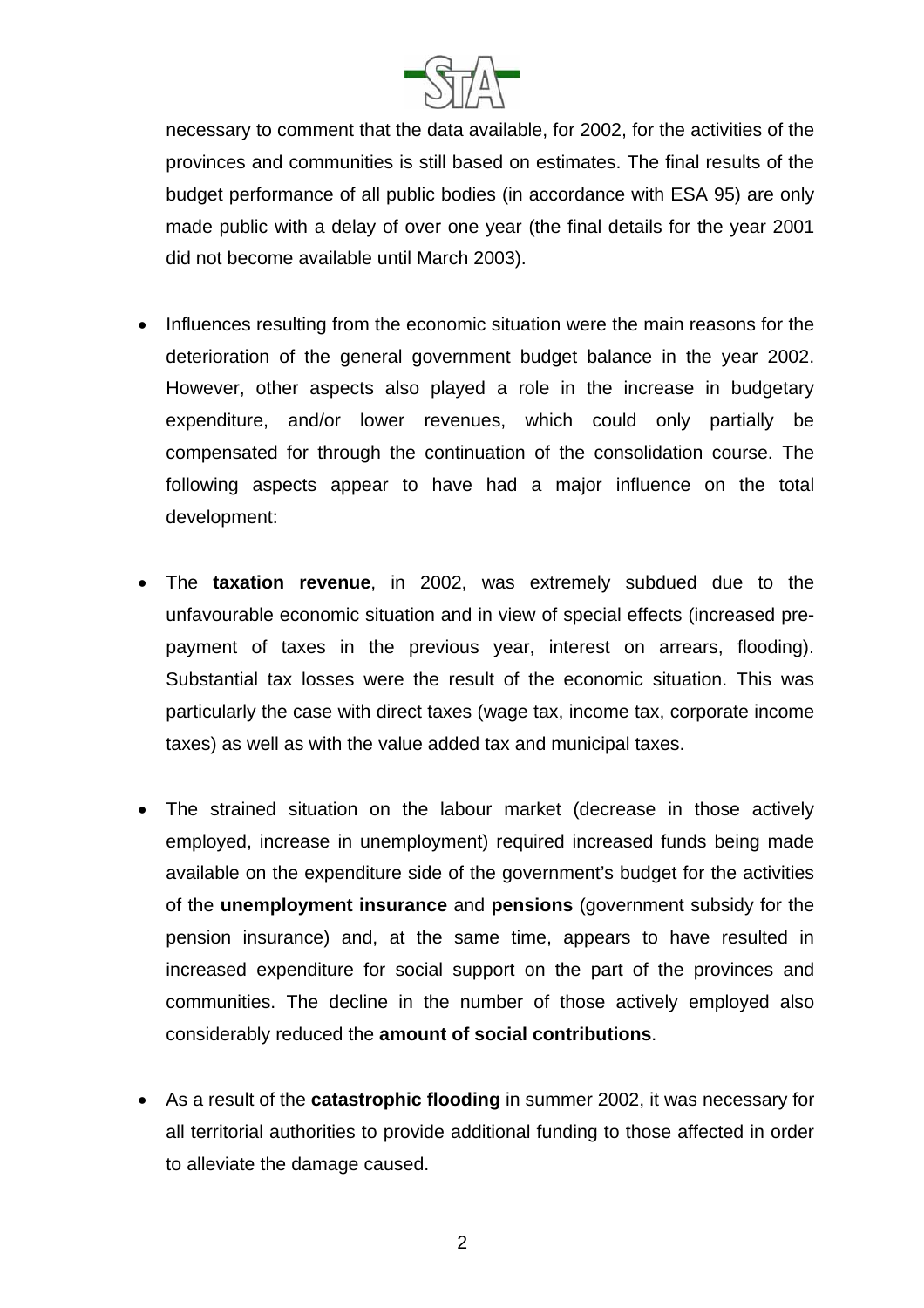necessary to comment that the data available, for 2002, for the activities of the provinces and communities is still based on estimates. The final results of the budget performance of all public bodies (in accordance with ESA 95) are only made public with a delay of over one year (the final details for the year 2001 did not become available until March 2003).

- Influences resulting from the economic situation were the main reasons for the deterioration of the general government budget balance in the year 2002. However, other aspects also played a role in the increase in budgetary expenditure, and/or lower revenues, which could only partially be compensated for through the continuation of the consolidation course. The following aspects appear to have had a major influence on the total development:

- The **taxation revenue**, in 2002, was extremely subdued due to the unfavourable economic situation and in view of special effects (increased pre-payment of taxes in the previous year, interest on arrears, flooding). Substantial tax losses were the result of the economic situation. This was particularly the case with direct taxes (wage tax, income tax, corporate income taxes) as well as with the value added tax and municipal taxes.

- The strained situation on the labour market (decrease in those actively employed, increase in unemployment) required increased funds being made available on the expenditure side of the government's budget for the activities of the **unemployment insurance** and **pensions** (government subsidy for the pension insurance) and, at the same time, appears to have resulted in increased expenditure for social support on the part of the provinces and communities. The decline in the number of those actively employed also considerably reduced the **amount of social contributions**.

- As a result of the **catastrophic flooding** in summer 2002, it was necessary for all territorial authorities to provide additional funding to those affected in order to alleviate the damage caused.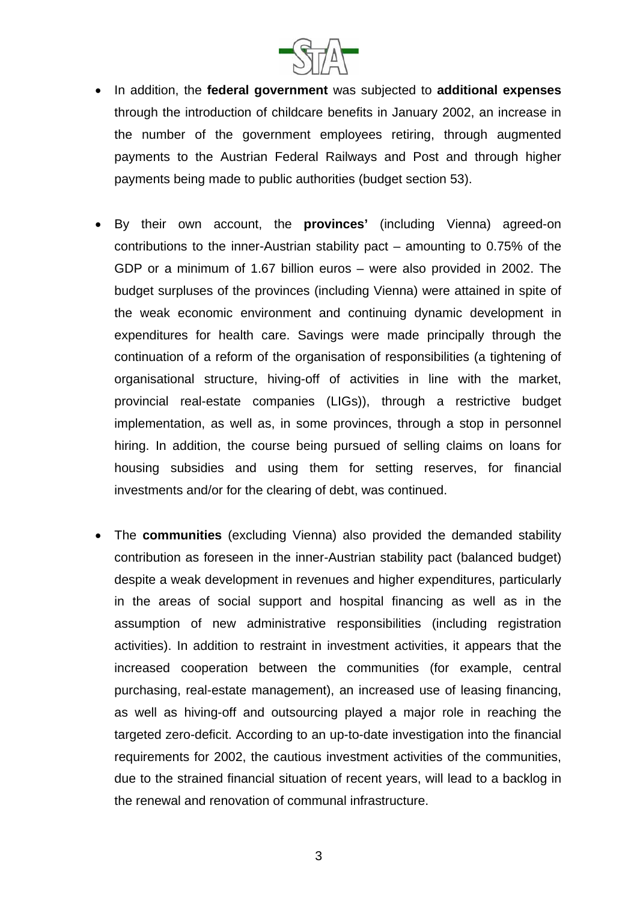- In addition, the **federal government** was subjected to **additional expenses** through the introduction of childcare benefits in January 2002, an increase in the number of the government employees retiring, through augmented payments to the Austrian Federal Railways and Post and through higher payments being made to public authorities (budget section 53).

- By their own account, the **provinces'** (including Vienna) agreed-on contributions to the inner-Austrian stability pact – amounting to 0.75% of the GDP or a minimum of 1.67 billion euros – were also provided in 2002. The budget surpluses of the provinces (including Vienna) were attained in spite of the weak economic environment and continuing dynamic development in expenditures for health care. Savings were made principally through the continuation of a reform of the organisation of responsibilities (a tightening of organisational structure, hiving-off of activities in line with the market, provincial real-estate companies (LIGs)), through a restrictive budget implementation, as well as, in some provinces, through a stop in personnel hiring. In addition, the course being pursued of selling claims on loans for housing subsidies and using them for setting reserves, for financial investments and/or for the clearing of debt, was continued.

- The **communities** (excluding Vienna) also provided the demanded stability contribution as foreseen in the inner-Austrian stability pact (balanced budget) despite a weak development in revenues and higher expenditures, particularly in the areas of social support and hospital financing as well as in the assumption of new administrative responsibilities (including registration activities). In addition to restraint in investment activities, it appears that the increased cooperation between the communities (for example, central purchasing, real-estate management), an increased use of leasing financing, as well as hiving-off and outsourcing played a major role in reaching the targeted zero-deficit. According to an up-to-date investigation into the financial requirements for 2002, the cautious investment activities of the communities, due to the strained financial situation of recent years, will lead to a backlog in the renewal and renovation of communal infrastructure.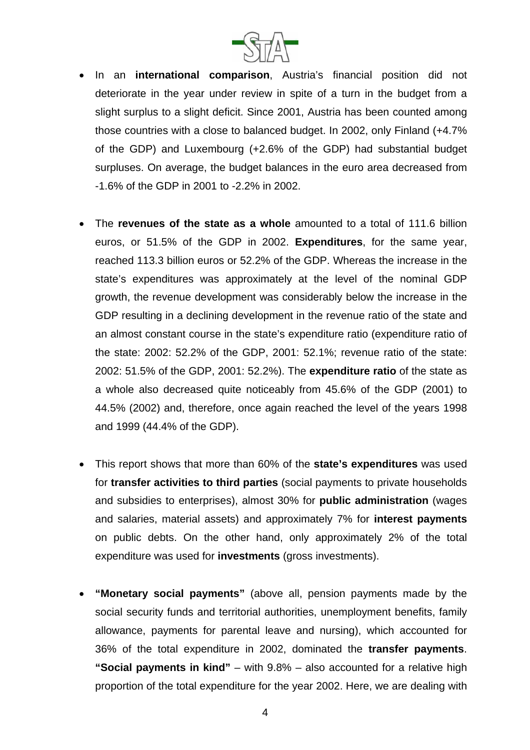- In an **international comparison**, Austria's financial position did not deteriorate in the year under review in spite of a turn in the budget from a slight surplus to a slight deficit. Since 2001, Austria has been counted among those countries with a close to balanced budget. In 2002, only Finland (+4.7% of the GDP) and Luxembourg (+2.6% of the GDP) had substantial budget surpluses. On average, the budget balances in the euro area decreased from -1.6% of the GDP in 2001 to -2.2% in 2002.

- The **revenues of the state as a whole** amounted to a total of 111.6 billion euros, or 51.5% of the GDP in 2002. **Expenditures**, for the same year, reached 113.3 billion euros or 52.2% of the GDP. Whereas the increase in the state's expenditures was approximately at the level of the nominal GDP growth, the revenue development was considerably below the increase in the GDP resulting in a declining development in the revenue ratio of the state and an almost constant course in the state's expenditure ratio (expenditure ratio of the state: 2002: 52.2% of the GDP, 2001: 52.1%; revenue ratio of the state: 2002: 51.5% of the GDP, 2001: 52.2%). The **expenditure ratio** of the state as a whole also decreased quite noticeably from 45.6% of the GDP (2001) to 44.5% (2002) and, therefore, once again reached the level of the years 1998 and 1999 (44.4% of the GDP).

- This report shows that more than 60% of the **state's expenditures** was used for **transfer activities to third parties** (social payments to private households and subsidies to enterprises), almost 30% for **public administration** (wages and salaries, material assets) and approximately 7% for **interest payments** on public debts. On the other hand, only approximately 2% of the total expenditure was used for **investments** (gross investments).

- **"Monetary social payments"** (above all, pension payments made by the social security funds and territorial authorities, unemployment benefits, family allowance, payments for parental leave and nursing), which accounted for 36% of the total expenditure in 2002, dominated the **transfer payments**. **"Social payments in kind"** – with 9.8% – also accounted for a relative high proportion of the total expenditure for the year 2002. Here, we are dealing with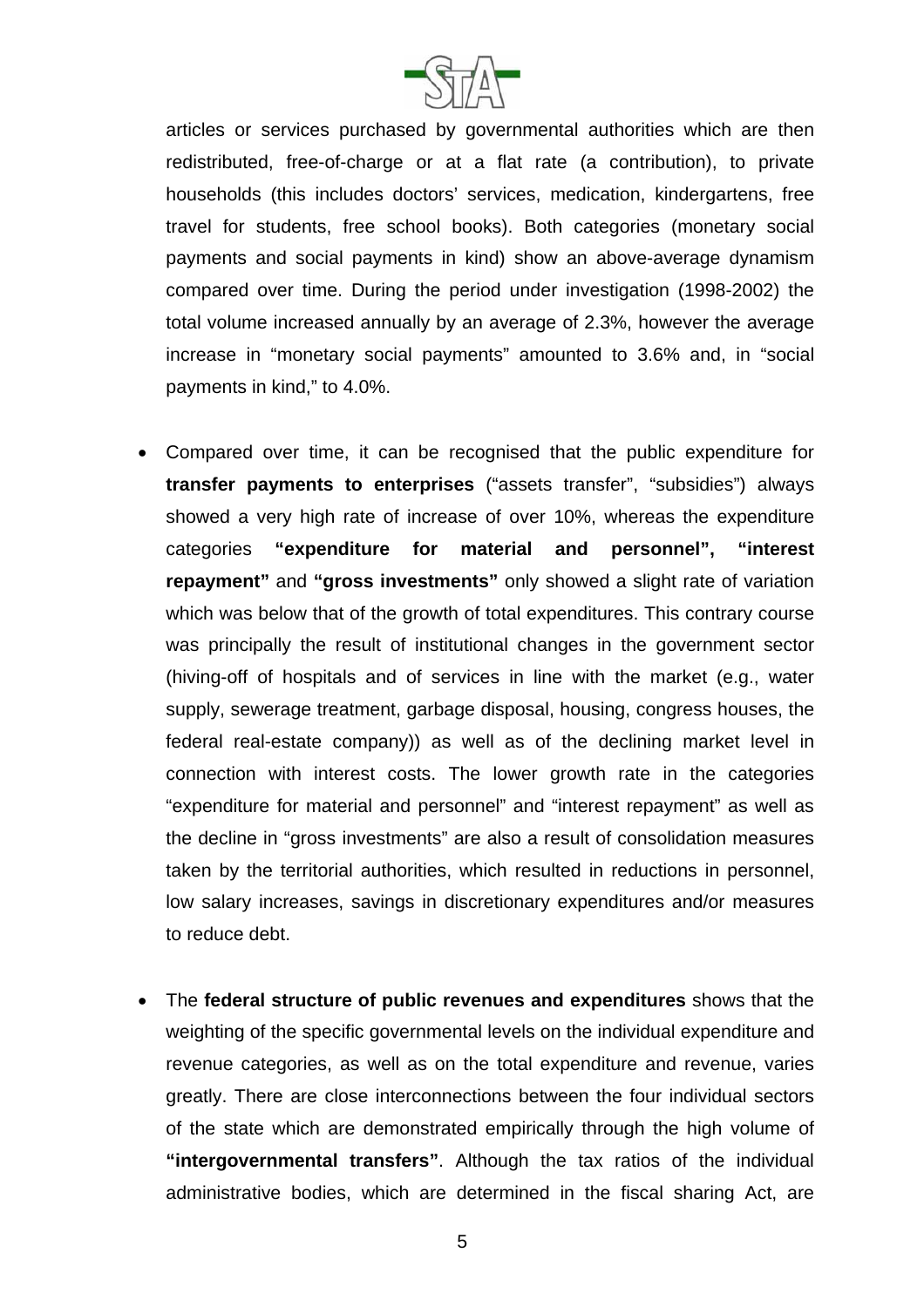articles or services purchased by governmental authorities which are then redistributed, free-of-charge or at a flat rate (a contribution), to private households (this includes doctors' services, medication, kindergartens, free travel for students, free school books). Both categories (monetary social payments and social payments in kind) show an above-average dynamism compared over time. During the period under investigation (1998-2002) the total volume increased annually by an average of 2.3%, however the average increase in "monetary social payments" amounted to 3.6% and, in "social payments in kind," to 4.0%.

- Compared over time, it can be recognised that the public expenditure for **transfer payments to enterprises** ("assets transfer", "subsidies") always showed a very high rate of increase of over 10%, whereas the expenditure categories **"expenditure for material and personnel", "interest repayment"** and **"gross investments"** only showed a slight rate of variation which was below that of the growth of total expenditures. This contrary course was principally the result of institutional changes in the government sector (hiving-off of hospitals and of services in line with the market (e.g., water supply, sewerage treatment, garbage disposal, housing, congress houses, the federal real-estate company)) as well as of the declining market level in connection with interest costs. The lower growth rate in the categories "expenditure for material and personnel" and "interest repayment" as well as the decline in "gross investments" are also a result of consolidation measures taken by the territorial authorities, which resulted in reductions in personnel, low salary increases, savings in discretionary expenditures and/or measures to reduce debt.

- The **federal structure of public revenues and expenditures** shows that the weighting of the specific governmental levels on the individual expenditure and revenue categories, as well as on the total expenditure and revenue, varies greatly. There are close interconnections between the four individual sectors of the state which are demonstrated empirically through the high volume of **"intergovernmental transfers"**. Although the tax ratios of the individual administrative bodies, which are determined in the fiscal sharing Act, are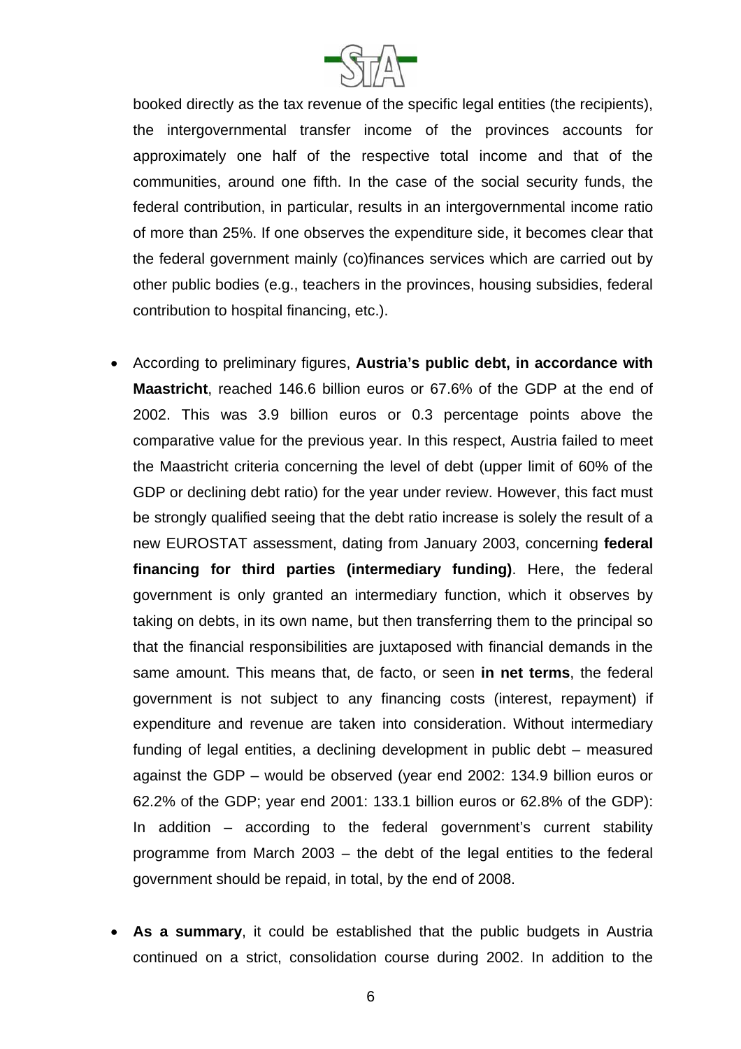booked directly as the tax revenue of the specific legal entities (the recipients), the intergovernmental transfer income of the provinces accounts for approximately one half of the respective total income and that of the communities, around one fifth. In the case of the social security funds, the federal contribution, in particular, results in an intergovernmental income ratio of more than 25%. If one observes the expenditure side, it becomes clear that the federal government mainly (co)finances services which are carried out by other public bodies (e.g., teachers in the provinces, housing subsidies, federal contribution to hospital financing, etc.).

- According to preliminary figures, **Austria's public debt, in accordance with Maastricht**, reached 146.6 billion euros or 67.6% of the GDP at the end of 2002. This was 3.9 billion euros or 0.3 percentage points above the comparative value for the previous year. In this respect, Austria failed to meet the Maastricht criteria concerning the level of debt (upper limit of 60% of the GDP or declining debt ratio) for the year under review. However, this fact must be strongly qualified seeing that the debt ratio increase is solely the result of a new EUROSTAT assessment, dating from January 2003, concerning **federal financing for third parties (intermediary funding)**. Here, the federal government is only granted an intermediary function, which it observes by taking on debts, in its own name, but then transferring them to the principal so that the financial responsibilities are juxtaposed with financial demands in the same amount. This means that, de facto, or seen **in net terms**, the federal government is not subject to any financing costs (interest, repayment) if expenditure and revenue are taken into consideration. Without intermediary funding of legal entities, a declining development in public debt – measured against the GDP – would be observed (year end 2002: 134.9 billion euros or 62.2% of the GDP; year end 2001: 133.1 billion euros or 62.8% of the GDP): In addition – according to the federal government's current stability programme from March 2003 – the debt of the legal entities to the federal government should be repaid, in total, by the end of 2008.

- **As a summary**, it could be established that the public budgets in Austria continued on a strict, consolidation course during 2002. In addition to the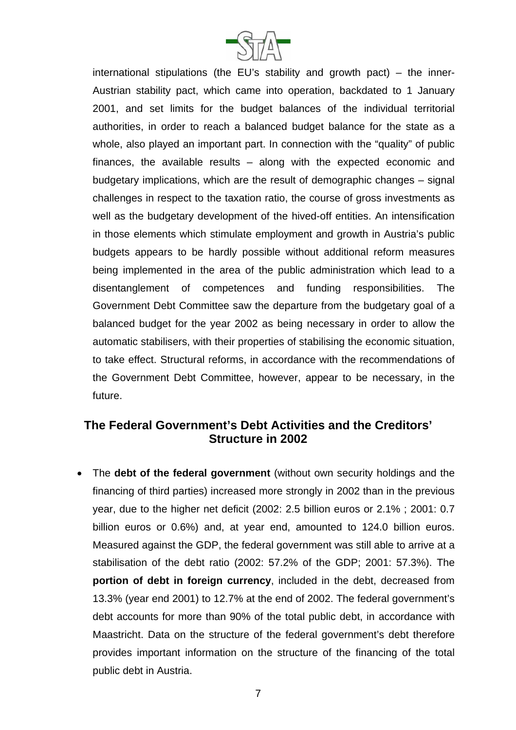international stipulations (the EU's stability and growth pact) – the inner-Austrian stability pact, which came into operation, backdated to 1 January 2001, and set limits for the budget balances of the individual territorial authorities, in order to reach a balanced budget balance for the state as a whole, also played an important part. In connection with the "quality" of public finances, the available results – along with the expected economic and budgetary implications, which are the result of demographic changes – signal challenges in respect to the taxation ratio, the course of gross investments as well as the budgetary development of the hived-off entities. An intensification in those elements which stimulate employment and growth in Austria's public budgets appears to be hardly possible without additional reform measures being implemented in the area of the public administration which lead to a disentanglement of competences and funding responsibilities. The Government Debt Committee saw the departure from the budgetary goal of a balanced budget for the year 2002 as being necessary in order to allow the automatic stabilisers, with their properties of stabilising the economic situation, to take effect. Structural reforms, in accordance with the recommendations of the Government Debt Committee, however, appear to be necessary, in the future.

## The Federal Government's Debt Activities and the Creditors' Structure in 2002

- The **debt of the federal government** (without own security holdings and the financing of third parties) increased more strongly in 2002 than in the previous year, due to the higher net deficit (2002: 2.5 billion euros or 2.1% ; 2001: 0.7 billion euros or 0.6%) and, at year end, amounted to 124.0 billion euros. Measured against the GDP, the federal government was still able to arrive at a stabilisation of the debt ratio (2002: 57.2% of the GDP; 2001: 57.3%). The **portion of debt in foreign currency**, included in the debt, decreased from 13.3% (year end 2001) to 12.7% at the end of 2002. The federal government's debt accounts for more than 90% of the total public debt, in accordance with Maastricht. Data on the structure of the federal government's debt therefore provides important information on the structure of the financing of the total public debt in Austria.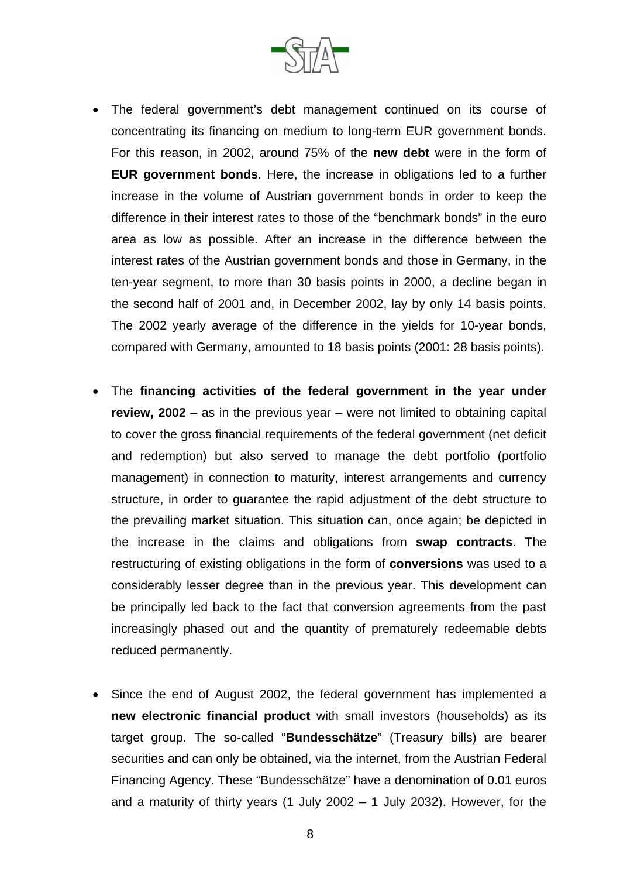- The federal government's debt management continued on its course of concentrating its financing on medium to long-term EUR government bonds. For this reason, in 2002, around 75% of the **new debt** were in the form of **EUR government bonds**. Here, the increase in obligations led to a further increase in the volume of Austrian government bonds in order to keep the difference in their interest rates to those of the "benchmark bonds" in the euro area as low as possible. After an increase in the difference between the interest rates of the Austrian government bonds and those in Germany, in the ten-year segment, to more than 30 basis points in 2000, a decline began in the second half of 2001 and, in December 2002, lay by only 14 basis points. The 2002 yearly average of the difference in the yields for 10-year bonds, compared with Germany, amounted to 18 basis points (2001: 28 basis points).

- The **financing activities of the federal government in the year under review, 2002** – as in the previous year – were not limited to obtaining capital to cover the gross financial requirements of the federal government (net deficit and redemption) but also served to manage the debt portfolio (portfolio management) in connection to maturity, interest arrangements and currency structure, in order to guarantee the rapid adjustment of the debt structure to the prevailing market situation. This situation can, once again; be depicted in the increase in the claims and obligations from **swap contracts**. The restructuring of existing obligations in the form of **conversions** was used to a considerably lesser degree than in the previous year. This development can be principally led back to the fact that conversion agreements from the past increasingly phased out and the quantity of prematurely redeemable debts reduced permanently.

- Since the end of August 2002, the federal government has implemented a **new electronic financial product** with small investors (households) as its target group. The so-called "**Bundesschätze**" (Treasury bills) are bearer securities and can only be obtained, via the internet, from the Austrian Federal Financing Agency. These "Bundesschätze" have a denomination of 0.01 euros and a maturity of thirty years (1 July 2002 – 1 July 2032). However, for the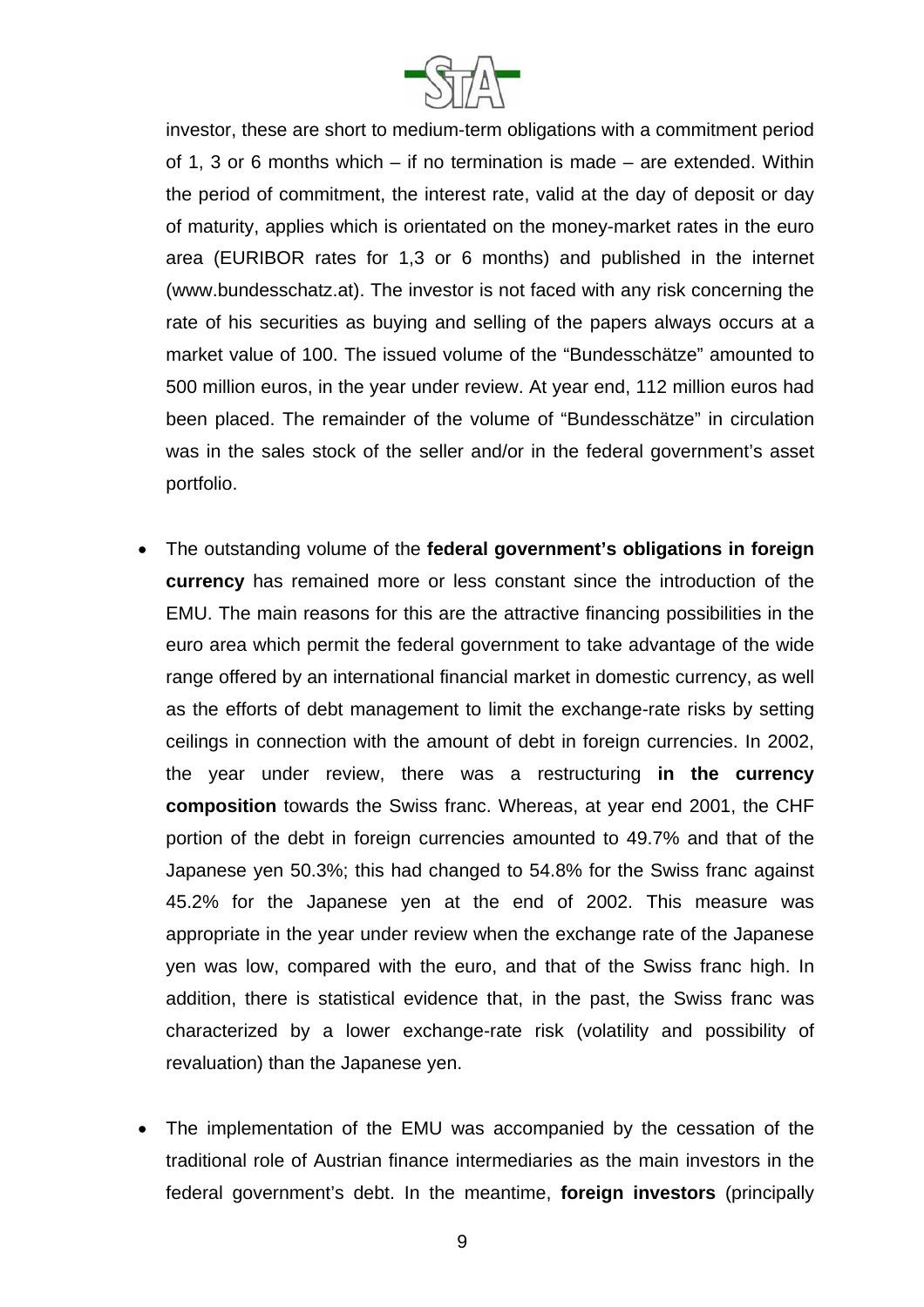investor, these are short to medium-term obligations with a commitment period of 1, 3 or 6 months which – if no termination is made – are extended. Within the period of commitment, the interest rate, valid at the day of deposit or day of maturity, applies which is orientated on the money-market rates in the euro area (EURIBOR rates for 1,3 or 6 months) and published in the internet (www.bundesschatz.at). The investor is not faced with any risk concerning the rate of his securities as buying and selling of the papers always occurs at a market value of 100. The issued volume of the "Bundesschätze" amounted to 500 million euros, in the year under review. At year end, 112 million euros had been placed. The remainder of the volume of "Bundesschätze" in circulation was in the sales stock of the seller and/or in the federal government's asset portfolio.

- The outstanding volume of the **federal government's obligations in foreign currency** has remained more or less constant since the introduction of the EMU. The main reasons for this are the attractive financing possibilities in the euro area which permit the federal government to take advantage of the wide range offered by an international financial market in domestic currency, as well as the efforts of debt management to limit the exchange-rate risks by setting ceilings in connection with the amount of debt in foreign currencies. In 2002, the year under review, there was a restructuring **in the currency composition** towards the Swiss franc. Whereas, at year end 2001, the CHF portion of the debt in foreign currencies amounted to 49.7% and that of the Japanese yen 50.3%; this had changed to 54.8% for the Swiss franc against 45.2% for the Japanese yen at the end of 2002. This measure was appropriate in the year under review when the exchange rate of the Japanese yen was low, compared with the euro, and that of the Swiss franc high. In addition, there is statistical evidence that, in the past, the Swiss franc was characterized by a lower exchange-rate risk (volatility and possibility of revaluation) than the Japanese yen.

- The implementation of the EMU was accompanied by the cessation of the traditional role of Austrian finance intermediaries as the main investors in the federal government's debt. In the meantime, **foreign investors** (principally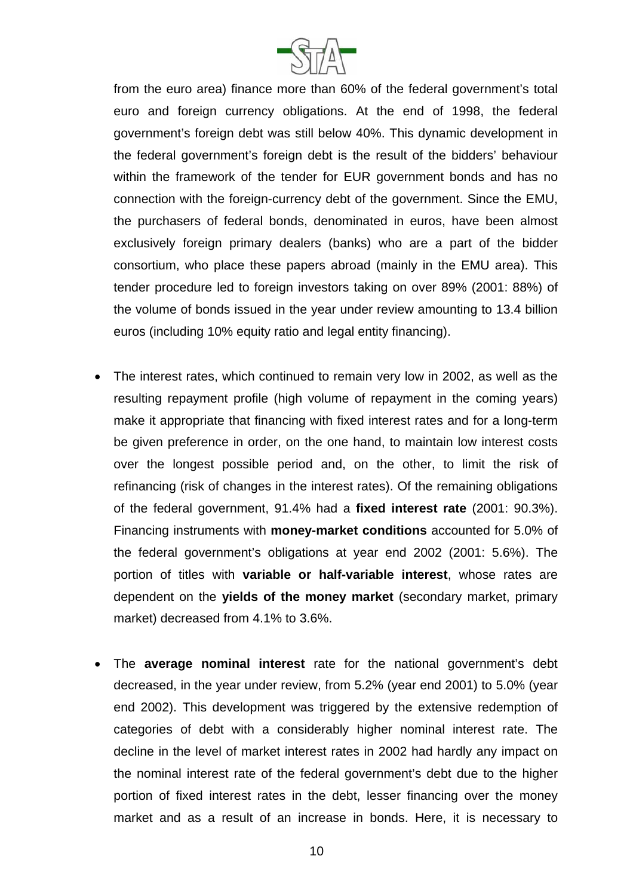from the euro area) finance more than 60% of the federal government's total euro and foreign currency obligations. At the end of 1998, the federal government's foreign debt was still below 40%. This dynamic development in the federal government's foreign debt is the result of the bidders' behaviour within the framework of the tender for EUR government bonds and has no connection with the foreign-currency debt of the government. Since the EMU, the purchasers of federal bonds, denominated in euros, have been almost exclusively foreign primary dealers (banks) who are a part of the bidder consortium, who place these papers abroad (mainly in the EMU area). This tender procedure led to foreign investors taking on over 89% (2001: 88%) of the volume of bonds issued in the year under review amounting to 13.4 billion euros (including 10% equity ratio and legal entity financing).

- The interest rates, which continued to remain very low in 2002, as well as the resulting repayment profile (high volume of repayment in the coming years) make it appropriate that financing with fixed interest rates and for a long-term be given preference in order, on the one hand, to maintain low interest costs over the longest possible period and, on the other, to limit the risk of refinancing (risk of changes in the interest rates). Of the remaining obligations of the federal government, 91.4% had a **fixed interest rate** (2001: 90.3%). Financing instruments with **money-market conditions** accounted for 5.0% of the federal government's obligations at year end 2002 (2001: 5.6%). The portion of titles with **variable or half-variable interest**, whose rates are dependent on the **yields of the money market** (secondary market, primary market) decreased from 4.1% to 3.6%.

- The **average nominal interest** rate for the national government's debt decreased, in the year under review, from 5.2% (year end 2001) to 5.0% (year end 2002). This development was triggered by the extensive redemption of categories of debt with a considerably higher nominal interest rate. The decline in the level of market interest rates in 2002 had hardly any impact on the nominal interest rate of the federal government's debt due to the higher portion of fixed interest rates in the debt, lesser financing over the money market and as a result of an increase in bonds. Here, it is necessary to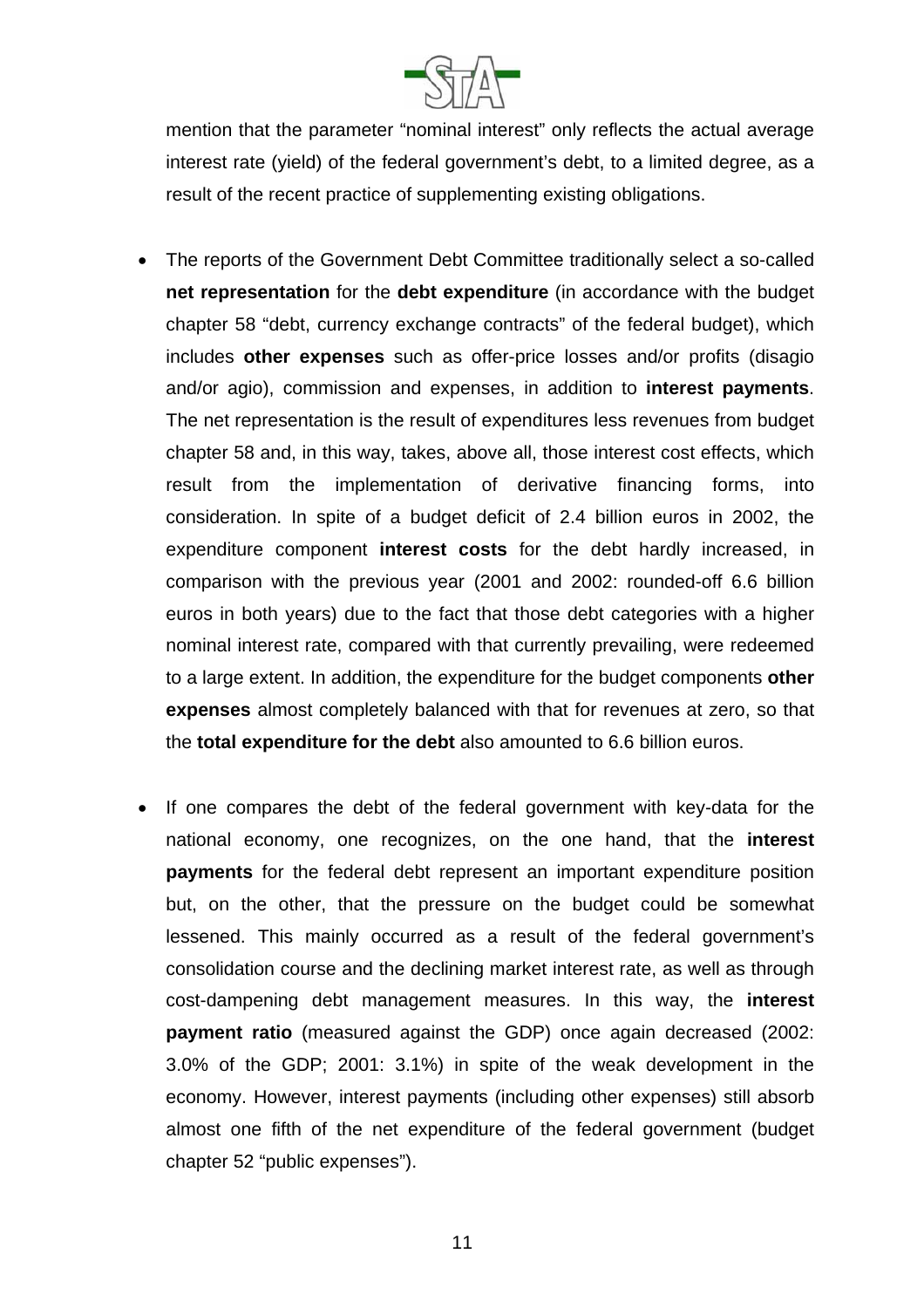mention that the parameter "nominal interest" only reflects the actual average interest rate (yield) of the federal government's debt, to a limited degree, as a result of the recent practice of supplementing existing obligations.

- The reports of the Government Debt Committee traditionally select a so-called **net representation** for the **debt expenditure** (in accordance with the budget chapter 58 "debt, currency exchange contracts" of the federal budget), which includes **other expenses** such as offer-price losses and/or profits (disagio and/or agio), commission and expenses, in addition to **interest payments**. The net representation is the result of expenditures less revenues from budget chapter 58 and, in this way, takes, above all, those interest cost effects, which result from the implementation of derivative financing forms, into consideration. In spite of a budget deficit of 2.4 billion euros in 2002, the expenditure component **interest costs** for the debt hardly increased, in comparison with the previous year (2001 and 2002: rounded-off 6.6 billion euros in both years) due to the fact that those debt categories with a higher nominal interest rate, compared with that currently prevailing, were redeemed to a large extent. In addition, the expenditure for the budget components **other expenses** almost completely balanced with that for revenues at zero, so that the **total expenditure for the debt** also amounted to 6.6 billion euros.

- If one compares the debt of the federal government with key-data for the national economy, one recognizes, on the one hand, that the **interest payments** for the federal debt represent an important expenditure position but, on the other, that the pressure on the budget could be somewhat lessened. This mainly occurred as a result of the federal government's consolidation course and the declining market interest rate, as well as through cost-dampening debt management measures. In this way, the **interest payment ratio** (measured against the GDP) once again decreased (2002: 3.0% of the GDP; 2001: 3.1%) in spite of the weak development in the economy. However, interest payments (including other expenses) still absorb almost one fifth of the net expenditure of the federal government (budget chapter 52 "public expenses").